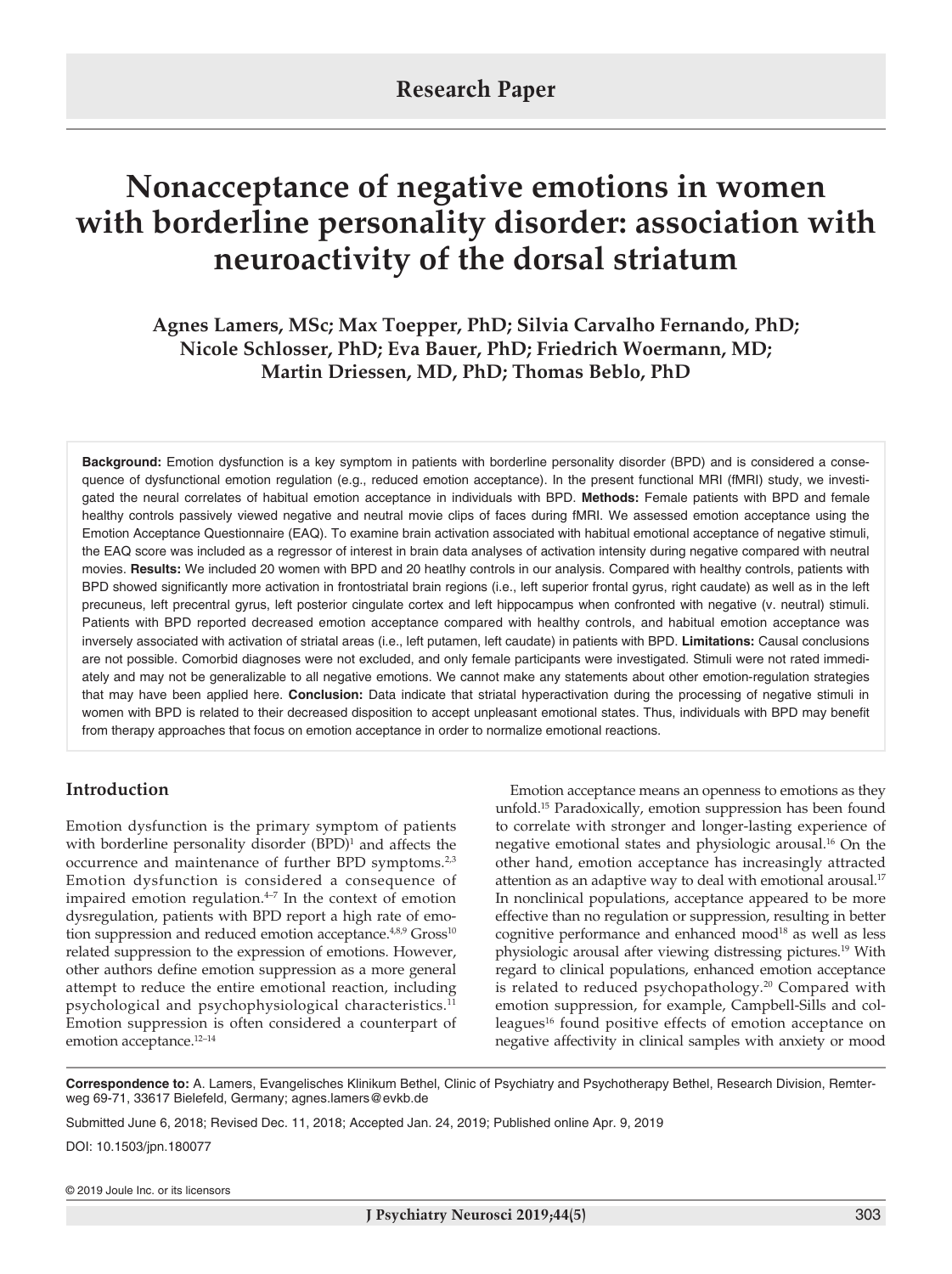Research Paper

# Nonacceptance of negative emotions in women with borderline personality disorder: association with neuroactivity of the dorsal striatum

**Agnes Lamers, MSc; Max Toepper, PhD; Silvia Carvalho Fernando, PhD; Nicole Schlosser, PhD; Eva Bauer, PhD; Friedrich Woermann, MD; Martin Driessen, MD, PhD; Thomas Beblo, PhD**

**Background:** Emotion dysfunction is a key symptom in patients with borderline personality disorder (BPD) and is considered a consequence of dysfunctional emotion regulation (e.g., reduced emotion acceptance). In the present functional MRI (fMRI) study, we investigated the neural correlates of habitual emotion acceptance in individuals with BPD. **Methods:** Female patients with BPD and female healthy controls passively viewed negative and neutral movie clips of faces during fMRI. We assessed emotion acceptance using the Emotion Acceptance Questionnaire (EAQ). To examine brain activation associated with habitual emotional acceptance of negative stimuli, the EAQ score was included as a regressor of interest in brain data analyses of activation intensity during negative compared with neutral movies. **Results:** We included 20 women with BPD and 20 heatlhy controls in our analysis. Compared with healthy controls, patients with BPD showed significantly more activation in frontostriatal brain regions (i.e., left superior frontal gyrus, right caudate) as well as in the left precuneus, left precentral gyrus, left posterior cingulate cortex and left hippocampus when confronted with negative (v. neutral) stimuli. Patients with BPD reported decreased emotion acceptance compared with healthy controls, and habitual emotion acceptance was inversely associated with activation of striatal areas (i.e., left putamen, left caudate) in patients with BPD. **Limitations:** Causal conclusions are not possible. Comorbid diagnoses were not excluded, and only female participants were investigated. Stimuli were not rated immediately and may not be generalizable to all negative emotions. We cannot make any statements about other emotion-regulation strategies that may have been applied here. **Conclusion:** Data indicate that striatal hyperactivation during the processing of negative stimuli in women with BPD is related to their decreased disposition to accept unpleasant emotional states. Thus, individuals with BPD may benefit from therapy approaches that focus on emotion acceptance in order to normalize emotional reactions.

## Introduction

Emotion dysfunction is the primary symptom of patients with borderline personality disorder (BPD)[1] and affects the occurrence and maintenance of further BPD symptoms.[2,3] Emotion dysfunction is considered a consequence of impaired emotion regulation.[4–7] In the context of emotion dysregulation, patients with BPD report a high rate of emotion suppression and reduced emotion acceptance.[4,8,9] Gross[10] related suppression to the expression of emotions. However, other authors define emotion suppression as a more general attempt to reduce the entire emotional reaction, including psychological and psychophysiological characteristics.[11] Emotion suppression is often considered a counterpart of emotion acceptance.[12–14]

Emotion acceptance means an openness to emotions as they unfold.[15] Paradoxically, emotion suppression has been found to correlate with stronger and longer-lasting experience of negative emotional states and physiologic arousal.[16] On the other hand, emotion acceptance has increasingly attracted attention as an adaptive way to deal with emotional arousal.[17] In nonclinical populations, acceptance appeared to be more effective than no regulation or suppression, resulting in better cognitive performance and enhanced mood[18] as well as less physiologic arousal after viewing distressing pictures.[19] With regard to clinical populations, enhanced emotion acceptance is related to reduced psychopathology.[20] Compared with emotion suppression, for example, Campbell-Sills and colleagues[16] found positive effects of emotion acceptance on negative affectivity in clinical samples with anxiety or mood

**Correspondence to:** A. Lamers, Evangelisches Klinikum Bethel, Clinic of Psychiatry and Psychotherapy Bethel, Research Division, Remterweg 69-71, 33617 Bielefeld, Germany; agnes.lamers@evkb.de

Submitted June 6, 2018; Revised Dec. 11, 2018; Accepted Jan. 24, 2019; Published online Apr. 9, 2019

DOI: 10.1503/jpn.180077

© 2019 Joule Inc. or its licensors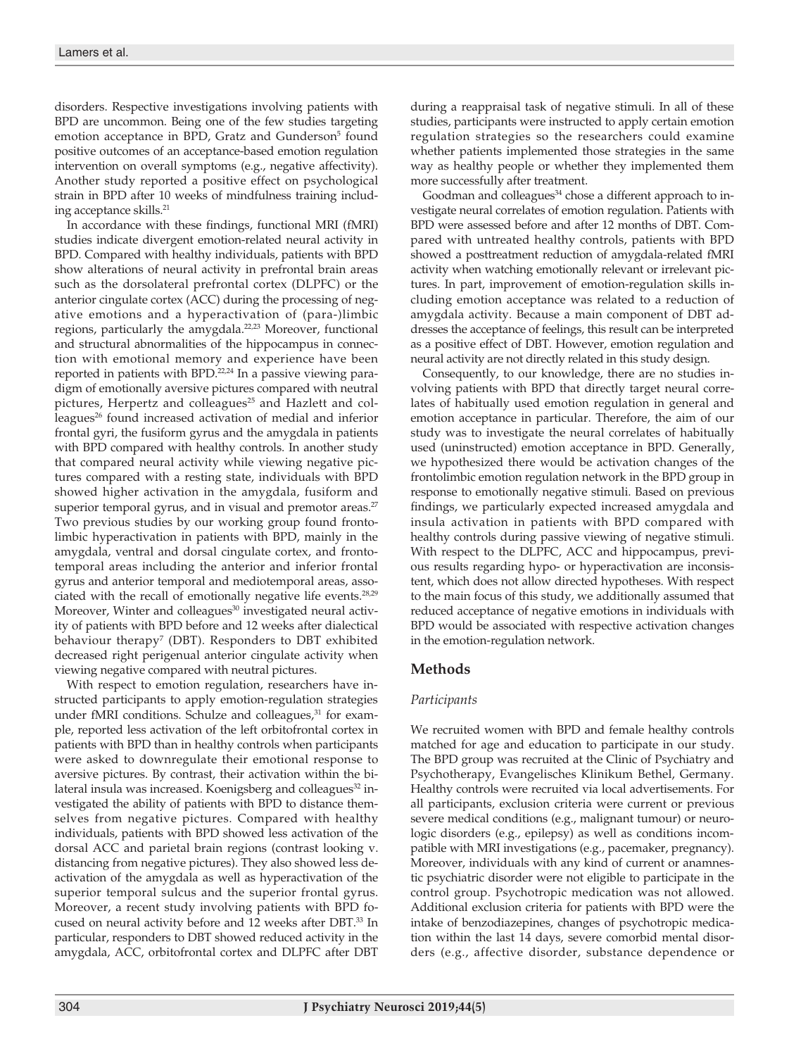disorders. Respective investigations involving patients with BPD are uncommon. Being one of the few studies targeting emotion acceptance in BPD, Gratz and Gunderson[5] found positive outcomes of an acceptance-based emotion regulation intervention on overall symptoms (e.g., negative affectivity). Another study reported a positive effect on psychological strain in BPD after 10 weeks of mindfulness training including acceptance skills.[21]

In accordance with these findings, functional MRI (fMRI) studies indicate divergent emotion-related neural activity in BPD. Compared with healthy individuals, patients with BPD show alterations of neural activity in prefrontal brain areas such as the dorsolateral prefrontal cortex (DLPFC) or the anterior cingulate cortex (ACC) during the processing of negative emotions and a hyperactivation of (para-)limbic regions, particularly the amygdala.[22,23] Moreover, functional and structural abnormalities of the hippocampus in connection with emotional memory and experience have been reported in patients with BPD.[22,24] In a passive viewing paradigm of emotionally aversive pictures compared with neutral pictures, Herpertz and colleagues[25] and Hazlett and colleagues[26] found increased activation of medial and inferior frontal gyri, the fusiform gyrus and the amygdala in patients with BPD compared with healthy controls. In another study that compared neural activity while viewing negative pictures compared with a resting state, individuals with BPD showed higher activation in the amygdala, fusiform and superior temporal gyrus, and in visual and premotor areas.[27] Two previous studies by our working group found frontolimbic hyperactivation in patients with BPD, mainly in the amygdala, ventral and dorsal cingulate cortex, and frontotemporal areas including the anterior and inferior frontal gyrus and anterior temporal and mediotemporal areas, associated with the recall of emotionally negative life events.[28,29] Moreover, Winter and colleagues[30] investigated neural activity of patients with BPD before and 12 weeks after dialectical behaviour therapy[7] (DBT). Responders to DBT exhibited decreased right perigenual anterior cingulate activity when viewing negative compared with neutral pictures.

With respect to emotion regulation, researchers have instructed participants to apply emotion-regulation strategies under fMRI conditions. Schulze and colleagues,[31] for example, reported less activation of the left orbitofrontal cortex in patients with BPD than in healthy controls when participants were asked to downregulate their emotional response to aversive pictures. By contrast, their activation within the bilateral insula was increased. Koenigsberg and colleagues[32] investigated the ability of patients with BPD to distance themselves from negative pictures. Compared with healthy individuals, patients with BPD showed less activation of the dorsal ACC and parietal brain regions (contrast looking v. distancing from negative pictures). They also showed less deactivation of the amygdala as well as hyperactivation of the superior temporal sulcus and the superior frontal gyrus. Moreover, a recent study involving patients with BPD focused on neural activity before and 12 weeks after DBT.[33] In particular, responders to DBT showed reduced activity in the amygdala, ACC, orbitofrontal cortex and DLPFC after DBT during a reappraisal task of negative stimuli. In all of these studies, participants were instructed to apply certain emotion regulation strategies so the researchers could examine whether patients implemented those strategies in the same way as healthy people or whether they implemented them more successfully after treatment.

Goodman and colleagues[34] chose a different approach to investigate neural correlates of emotion regulation. Patients with BPD were assessed before and after 12 months of DBT. Compared with untreated healthy controls, patients with BPD showed a posttreatment reduction of amygdala-related fMRI activity when watching emotionally relevant or irrelevant pictures. In part, improvement of emotion-regulation skills including emotion acceptance was related to a reduction of amygdala activity. Because a main component of DBT addresses the acceptance of feelings, this result can be interpreted as a positive effect of DBT. However, emotion regulation and neural activity are not directly related in this study design.

Consequently, to our knowledge, there are no studies involving patients with BPD that directly target neural correlates of habitually used emotion regulation in general and emotion acceptance in particular. Therefore, the aim of our study was to investigate the neural correlates of habitually used (uninstructed) emotion acceptance in BPD. Generally, we hypothesized there would be activation changes of the frontolimbic emotion regulation network in the BPD group in response to emotionally negative stimuli. Based on previous findings, we particularly expected increased amygdala and insula activation in patients with BPD compared with healthy controls during passive viewing of negative stimuli. With respect to the DLPFC, ACC and hippocampus, previous results regarding hypo- or hyperactivation are inconsistent, which does not allow directed hypotheses. With respect to the main focus of this study, we additionally assumed that reduced acceptance of negative emotions in individuals with BPD would be associated with respective activation changes in the emotion-regulation network.

## Methods

### *Participants*

We recruited women with BPD and female healthy controls matched for age and education to participate in our study. The BPD group was recruited at the Clinic of Psychiatry and Psychotherapy, Evangelisches Klinikum Bethel, Germany. Healthy controls were recruited via local advertisements. For all participants, exclusion criteria were current or previous severe medical conditions (e.g., malignant tumour) or neurologic disorders (e.g., epilepsy) as well as conditions incompatible with MRI investigations (e.g., pacemaker, pregnancy). Moreover, individuals with any kind of current or anamnestic psychiatric disorder were not eligible to participate in the control group. Psychotropic medication was not allowed. Additional exclusion criteria for patients with BPD were the intake of benzodiazepines, changes of psychotropic medication within the last 14 days, severe comorbid mental disorders (e.g., affective disorder, substance dependence or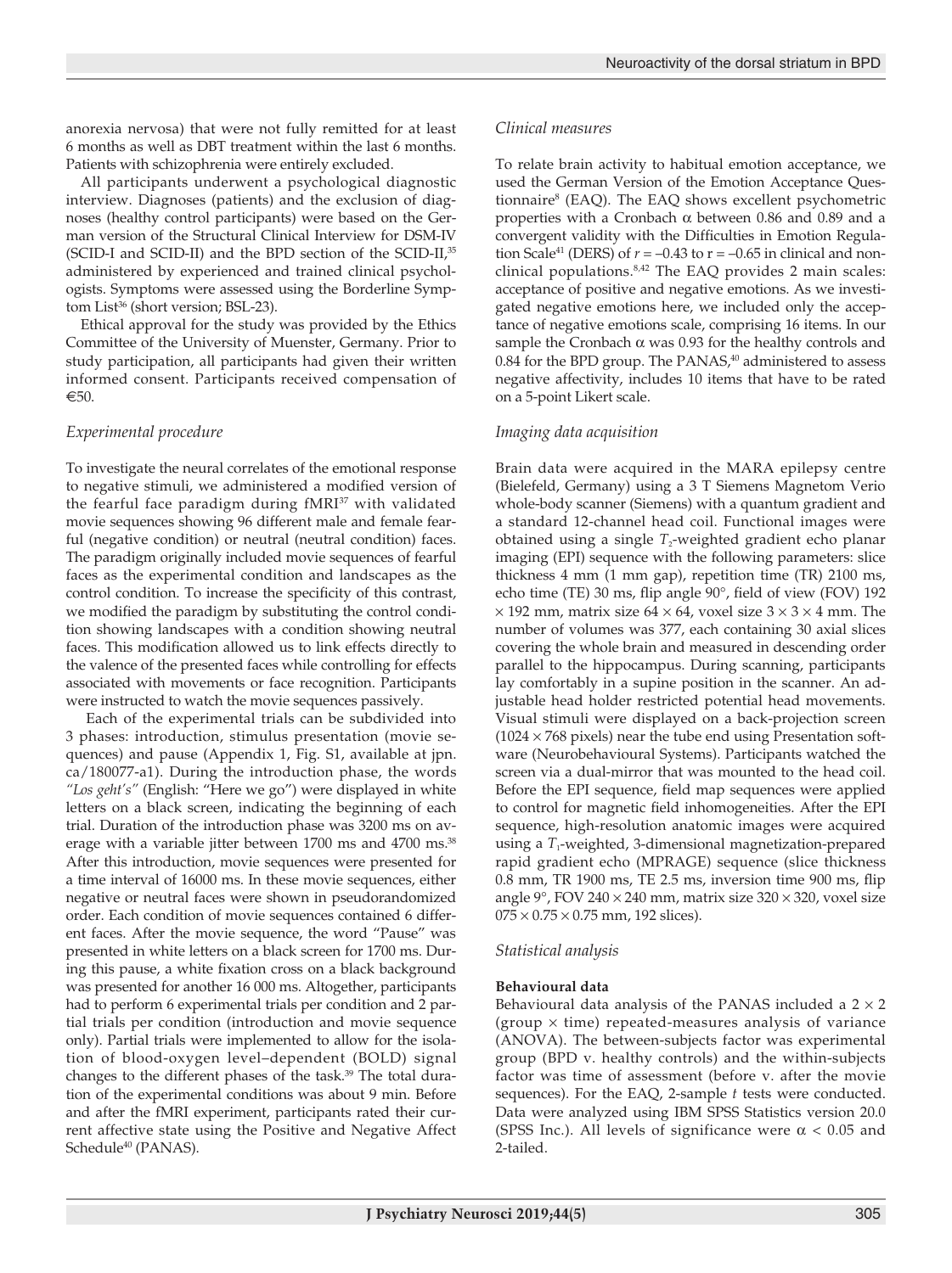anorexia nervosa) that were not fully remitted for at least 6 months as well as DBT treatment within the last 6 months. Patients with schizophrenia were entirely excluded.

All participants underwent a psychological diagnostic interview. Diagnoses (patients) and the exclusion of diagnoses (healthy control participants) were based on the German version of the Structural Clinical Interview for DSM-IV (SCID-I and SCID-II) and the BPD section of the SCID-II,[35] administered by experienced and trained clinical psychologists. Symptoms were assessed using the Borderline Symptom List[36] (short version; BSL-23).

Ethical approval for the study was provided by the Ethics Committee of the University of Muenster, Germany. Prior to study participation, all participants had given their written informed consent. Participants received compensation of €50.

### *Experimental procedure*

To investigate the neural correlates of the emotional response to negative stimuli, we administered a modified version of the fearful face paradigm during fMRI[37] with validated movie sequences showing 96 different male and female fearful (negative condition) or neutral (neutral condition) faces. The paradigm originally included movie sequences of fearful faces as the experimental condition and landscapes as the control condition. To increase the specificity of this contrast, we modified the paradigm by substituting the control condition showing landscapes with a condition showing neutral faces. This modification allowed us to link effects directly to the valence of the presented faces while controlling for effects associated with movements or face recognition. Participants were instructed to watch the movie sequences passively.

Each of the experimental trials can be subdivided into 3 phases: introduction, stimulus presentation (movie sequences) and pause (Appendix 1, Fig. S1, available at jpn.ca/180077-a1). During the introduction phase, the words *"Los geht's"* (English: "Here we go") were displayed in white letters on a black screen, indicating the beginning of each trial. Duration of the introduction phase was 3200 ms on average with a variable jitter between 1700 ms and 4700 ms.[38] After this introduction, movie sequences were presented for a time interval of 16000 ms. In these movie sequences, either negative or neutral faces were shown in pseudorandomized order. Each condition of movie sequences contained 6 different faces. After the movie sequence, the word "Pause" was presented in white letters on a black screen for 1700 ms. During this pause, a white fixation cross on a black background was presented for another 16 000 ms. Altogether, participants had to perform 6 experimental trials per condition and 2 partial trials per condition (introduction and movie sequence only). Partial trials were implemented to allow for the isolation of blood-oxygen level–dependent (BOLD) signal changes to the different phases of the task.[39] The total duration of the experimental conditions was about 9 min. Before and after the fMRI experiment, participants rated their current affective state using the Positive and Negative Affect Schedule[40] (PANAS).

### *Clinical measures*

To relate brain activity to habitual emotion acceptance, we used the German Version of the Emotion Acceptance Questionnaire[8] (EAQ). The EAQ shows excellent psychometric properties with a Cronbach $\alpha$ between 0.86 and 0.89 and a convergent validity with the Difficulties in Emotion Regulation Scale[41] (DERS) of $r = -0.43$ to $r = -0.65$ in clinical and nonclinical populations.[8,42] The EAQ provides 2 main scales: acceptance of positive and negative emotions. As we investigated negative emotions here, we included only the acceptance of negative emotions scale, comprising 16 items. In our sample the Cronbach $\alpha$ was 0.93 for the healthy controls and 0.84 for the BPD group. The PANAS,[40] administered to assess negative affectivity, includes 10 items that have to be rated on a 5-point Likert scale.

### *Imaging data acquisition*

Brain data were acquired in the MARA epilepsy centre (Bielefeld, Germany) using a 3 T Siemens Magnetom Verio whole-body scanner (Siemens) with a quantum gradient and a standard 12-channel head coil. Functional images were obtained using a single $T_2$-weighted gradient echo planar imaging (EPI) sequence with the following parameters: slice thickness 4 mm (1 mm gap), repetition time (TR) 2100 ms, echo time (TE) 30 ms, flip angle 90°, field of view (FOV) 192 × 192 mm, matrix size 64 × 64, voxel size 3 × 3 × 4 mm. The number of volumes was 377, each containing 30 axial slices covering the whole brain and measured in descending order parallel to the hippocampus. During scanning, participants lay comfortably in a supine position in the scanner. An adjustable head holder restricted potential head movements. Visual stimuli were displayed on a back-projection screen (1024 × 768 pixels) near the tube end using Presentation software (Neurobehavioural Systems). Participants watched the screen via a dual-mirror that was mounted to the head coil. Before the EPI sequence, field map sequences were applied to control for magnetic field inhomogeneities. After the EPI sequence, high-resolution anatomic images were acquired using a $T_1$-weighted, 3-dimensional magnetization-prepared rapid gradient echo (MPRAGE) sequence (slice thickness 0.8 mm, TR 1900 ms, TE 2.5 ms, inversion time 900 ms, flip angle 9°, FOV 240 × 240 mm, matrix size 320 × 320, voxel size 075 × 0.75 × 0.75 mm, 192 slices).

### *Statistical analysis*

#### Behavioural data

Behavioural data analysis of the PANAS included a 2 × 2 (group × time) repeated-measures analysis of variance (ANOVA). The between-subjects factor was experimental group (BPD v. healthy controls) and the within-subjects factor was time of assessment (before v. after the movie sequences). For the EAQ, 2-sample *t* tests were conducted. Data were analyzed using IBM SPSS Statistics version 20.0 (SPSS Inc.). All levels of significance were $\alpha < 0.05$ and 2-tailed.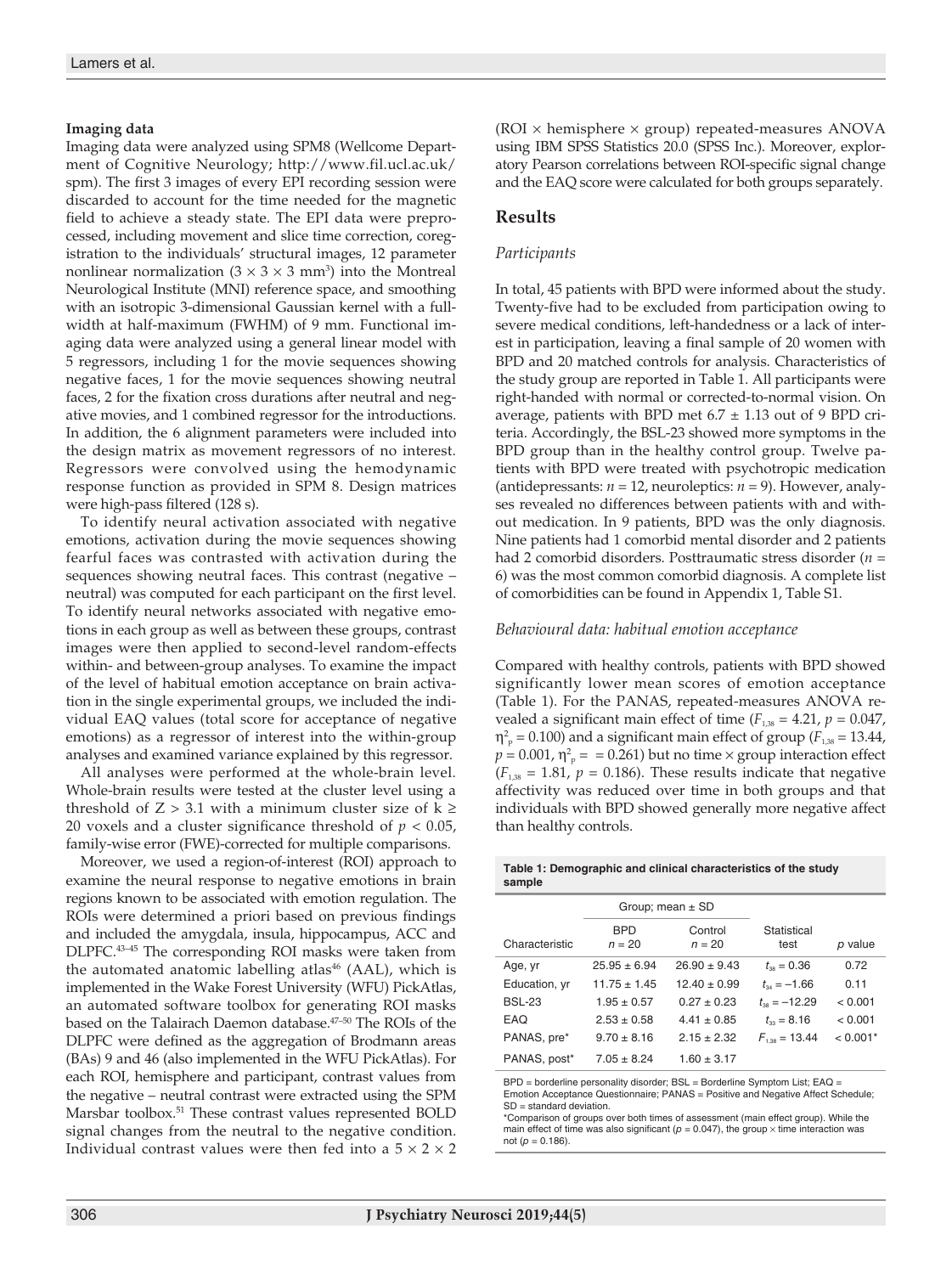**Imaging data**

Imaging data were analyzed using SPM8 (Wellcome Department of Cognitive Neurology; http://www.fil.ucl.ac.uk/spm). The first 3 images of every EPI recording session were discarded to account for the time needed for the magnetic field to achieve a steady state. The EPI data were preprocessed, including movement and slice time correction, coregistration to the individuals' structural images, 12 parameter nonlinear normalization ($3 \times 3 \times 3$ mm$^3$) into the Montreal Neurological Institute (MNI) reference space, and smoothing with an isotropic 3-dimensional Gaussian kernel with a full-width at half-maximum (FWHM) of 9 mm. Functional imaging data were analyzed using a general linear model with 5 regressors, including 1 for the movie sequences showing negative faces, 1 for the movie sequences showing neutral faces, 2 for the fixation cross durations after neutral and negative movies, and 1 combined regressor for the introductions. In addition, the 6 alignment parameters were included into the design matrix as movement regressors of no interest. Regressors were convolved using the hemodynamic response function as provided in SPM 8. Design matrices were high-pass filtered (128 s).

To identify neural activation associated with negative emotions, activation during the movie sequences showing fearful faces was contrasted with activation during the sequences showing neutral faces. This contrast (negative – neutral) was computed for each participant on the first level. To identify neural networks associated with negative emotions in each group as well as between these groups, contrast images were then applied to second-level random-effects within- and between-group analyses. To examine the impact of the level of habitual emotion acceptance on brain activation in the single experimental groups, we included the individual EAQ values (total score for acceptance of negative emotions) as a regressor of interest into the within-group analyses and examined variance explained by this regressor.

All analyses were performed at the whole-brain level. Whole-brain results were tested at the cluster level using a threshold of $Z > 3.1$ with a minimum cluster size of $k \geq 20$ voxels and a cluster significance threshold of $p < 0.05$, family-wise error (FWE)-corrected for multiple comparisons.

Moreover, we used a region-of-interest (ROI) approach to examine the neural response to negative emotions in brain regions known to be associated with emotion regulation. The ROIs were determined a priori based on previous findings and included the amygdala, insula, hippocampus, ACC and DLPFC.[43–45] The corresponding ROI masks were taken from the automated anatomic labelling atlas[46] (AAL), which is implemented in the Wake Forest University (WFU) PickAtlas, an automated software toolbox for generating ROI masks based on the Talairach Daemon database.[47–50] The ROIs of the DLPFC were defined as the aggregation of Brodmann areas (BAs) 9 and 46 (also implemented in the WFU PickAtlas). For each ROI, hemisphere and participant, contrast values from the negative – neutral contrast were extracted using the SPM Marsbar toolbox.[51] These contrast values represented BOLD signal changes from the neutral to the negative condition. Individual contrast values were then fed into a $5 \times 2 \times 2$ (ROI $\times$ hemisphere $\times$ group) repeated-measures ANOVA using IBM SPSS Statistics 20.0 (SPSS Inc.). Moreover, exploratory Pearson correlations between ROI-specific signal change and the EAQ score were calculated for both groups separately.

## Results

### *Participants*

In total, 45 patients with BPD were informed about the study. Twenty-five had to be excluded from participation owing to severe medical conditions, left-handedness or a lack of interest in participation, leaving a final sample of 20 women with BPD and 20 matched controls for analysis. Characteristics of the study group are reported in Table 1. All participants were right-handed with normal or corrected-to-normal vision. On average, patients with BPD met 6.7 ± 1.13 out of 9 BPD criteria. Accordingly, the BSL-23 showed more symptoms in the BPD group than in the healthy control group. Twelve patients with BPD were treated with psychotropic medication (antidepressants: $n = 12$, neuroleptics: $n = 9$). However, analyses revealed no differences between patients with and without medication. In 9 patients, BPD was the only diagnosis. Nine patients had 1 comorbid mental disorder and 2 patients had 2 comorbid disorders. Posttraumatic stress disorder ($n = 6$) was the most common comorbid diagnosis. A complete list of comorbidities can be found in Appendix 1, Table S1.

### *Behavioural data: habitual emotion acceptance*

Compared with healthy controls, patients with BPD showed significantly lower mean scores of emotion acceptance (Table 1). For the PANAS, repeated-measures ANOVA revealed a significant main effect of time ($F_{1,38} = 4.21$, $p = 0.047$, $\eta^2_p = 0.100$) and a significant main effect of group ($F_{1,38} = 13.44$, $p = 0.001$, $\eta^2_p = = 0.261$) but no time × group interaction effect ($F_{1,38} = 1.81$, $p = 0.186$). These results indicate that negative affectivity was reduced over time in both groups and that individuals with BPD showed generally more negative affect than healthy controls.

**Table 1: Demographic and clinical characteristics of the study sample**

| | Group; mean ± SD | | | |
|---|---|---|---|---|
| Characteristic | BPD $n = 20$ | Control $n = 20$ | Statistical test | $p$ value |
| Age, yr | 25.95 ± 6.94 | 26.90 ± 9.43 | $t_{38} = 0.36$ | 0.72 |
| Education, yr | 11.75 ± 1.45 | 12.40 ± 0.99 | $t_{34} = -1.66$ | 0.11 |
| BSL-23 | 1.95 ± 0.57 | 0.27 ± 0.23 | $t_{38} = -12.29$ | < 0.001 |
| EAQ | 2.53 ± 0.58 | 4.41 ± 0.85 | $t_{33} = 8.16$ | < 0.001 |
| PANAS, pre* | 9.70 ± 8.16 | 2.15 ± 2.32 | $F_{1,38} = 13.44$ | < 0.001* |
| PANAS, post* | 7.05 ± 8.24 | 1.60 ± 3.17 | | |

BPD = borderline personality disorder; BSL = Borderline Symptom List; EAQ = Emotion Acceptance Questionnaire; PANAS = Positive and Negative Affect Schedule; SD = standard deviation.
*Comparison of groups over both times of assessment (main effect group). While the main effect of time was also significant ($p = 0.047$), the group × time interaction was not ($p = 0.186$).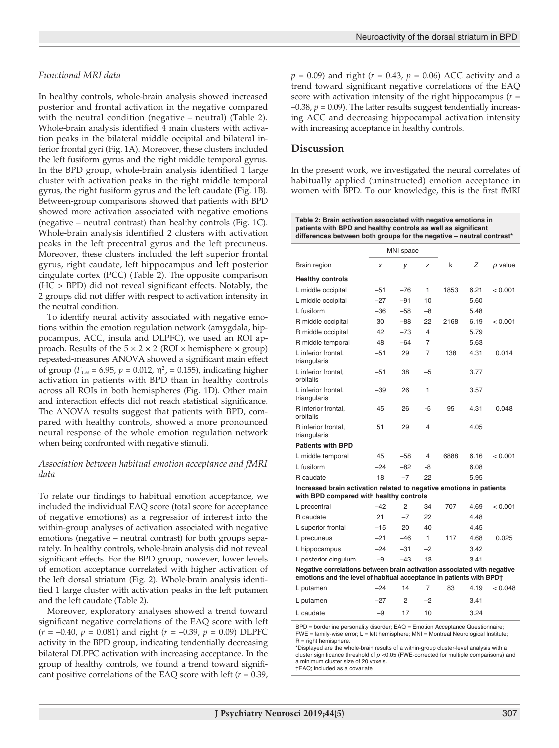### *Functional MRI data*

In healthy controls, whole-brain analysis showed increased posterior and frontal activation in the negative compared with the neutral condition (negative – neutral) (Table 2). Whole-brain analysis identified 4 main clusters with activation peaks in the bilateral middle occipital and bilateral inferior frontal gyri (Fig. 1A). Moreover, these clusters included the left fusiform gyrus and the right middle temporal gyrus. In the BPD group, whole-brain analysis identified 1 large cluster with activation peaks in the right middle temporal gyrus, the right fusiform gyrus and the left caudate (Fig. 1B). Between-group comparisons showed that patients with BPD showed more activation associated with negative emotions (negative – neutral contrast) than healthy controls (Fig. 1C). Whole-brain analysis identified 2 clusters with activation peaks in the left precentral gyrus and the left precuneus. Moreover, these clusters included the left superior frontal gyrus, right caudate, left hippocampus and left posterior cingulate cortex (PCC) (Table 2). The opposite comparison (HC > BPD) did not reveal significant effects. Notably, the 2 groups did not differ with respect to activation intensity in the neutral condition.

To identify neural activity associated with negative emotions within the emotion regulation network (amygdala, hippocampus, ACC, insula and DLPFC), we used an ROI approach. Results of the 5 × 2 × 2 (ROI × hemisphere × group) repeated-measures ANOVA showed a significant main effect of group ($F_{1,38} = 6.95$, $p = 0.012$, $\eta^2_p = 0.155$), indicating higher activation in patients with BPD than in healthy controls across all ROIs in both hemispheres (Fig. 1D). Other main and interaction effects did not reach statistical significance. The ANOVA results suggest that patients with BPD, compared with healthy controls, showed a more pronounced neural response of the whole emotion regulation network when being confronted with negative stimuli.

### *Association between habitual emotion acceptance and fMRI data*

To relate our findings to habitual emotion acceptance, we included the individual EAQ score (total score for acceptance of negative emotions) as a regressor of interest into the within-group analyses of activation associated with negative emotions (negative – neutral contrast) for both groups separately. In healthy controls, whole-brain analysis did not reveal significant effects. For the BPD group, however, lower levels of emotion acceptance correlated with higher activation of the left dorsal striatum (Fig. 2). Whole-brain analysis identified 1 large cluster with activation peaks in the left putamen and the left caudate (Table 2).

Moreover, exploratory analyses showed a trend toward significant negative correlations of the EAQ score with left ($r = -0.40$, $p = 0.081$) and right ($r = -0.39$, $p = 0.09$) DLPFC activity in the BPD group, indicating tendentially decreasing bilateral DLPFC activation with increasing acceptance. In the group of healthy controls, we found a trend toward significant positive correlations of the EAQ score with left ($r = 0.39$, $p = 0.09$) and right ($r = 0.43$, $p = 0.06$) ACC activity and a trend toward significant negative correlations of the EAQ score with activation intensity of the right hippocampus ($r = -0.38$, $p = 0.09$). The latter results suggest tendentially increasing ACC and decreasing hippocampal activation intensity with increasing acceptance in healthy controls.

## Discussion

In the present work, we investigated the neural correlates of habitually applied (uninstructed) emotion acceptance in women with BPD. To our knowledge, this is the first fMRI

**Table 2: Brain activation associated with negative emotions in patients with BPD and healthy controls as well as significant differences between both groups for the negative – neutral contrast\***

| Brain region | MNI space x | y | z | k | Z | p value |
|---|---|---|---|---|---|---|
| **Healthy controls** | | | | | | |
| L middle occipital | –51 | –76 | 1 | 1853 | 6.21 | < 0.001 |
| L middle occipital | –27 | –91 | 10 | | 5.60 | |
| L fusiform | –36 | –58 | –8 | | 5.48 | |
| R middle occipital | 30 | –88 | 22 | 2168 | 6.19 | < 0.001 |
| R middle occipital | 42 | –73 | 4 | | 5.79 | |
| R middle temporal | 48 | –64 | 7 | | 5.63 | |
| L inferior frontal, triangularis | –51 | 29 | 7 | 138 | 4.31 | 0.014 |
| L inferior frontal, orbitalis | –51 | 38 | –5 | | 3.77 | |
| L inferior frontal, triangularis | –39 | 26 | 1 | | 3.57 | |
| R inferior frontal, orbitalis | 45 | 26 | -5 | 95 | 4.31 | 0.048 |
| R inferior frontal, triangularis | 51 | 29 | 4 | | 4.05 | |
| **Patients with BPD** | | | | | | |
| L middle temporal | 45 | –58 | 4 | 6888 | 6.16 | < 0.001 |
| L fusiform | –24 | –82 | -8 | | 6.08 | |
| R caudate | 18 | –7 | 22 | | 5.95 | |
| **Increased brain activation related to negative emotions in patients with BPD compared with healthy controls** | | | | | | |
| L precentral | –42 | 2 | 34 | 707 | 4.69 | < 0.001 |
| R caudate | 21 | –7 | 22 | | 4.48 | |
| L superior frontal | –15 | 20 | 40 | | 4.45 | |
| L precuneus | –21 | –46 | 1 | 117 | 4.68 | 0.025 |
| L hippocampus | –24 | –31 | –2 | | 3.42 | |
| L posterior cingulum | –9 | –43 | 13 | | 3.41 | |
| **Negative correlations between brain activation associated with negative emotions and the level of habitual acceptance in patients with BPD†** | | | | | | |
| L putamen | –24 | 14 | 7 | 83 | 4.19 | < 0.048 |
| L putamen | –27 | 2 | –2 | | 3.41 | |
| L caudate | –9 | 17 | 10 | | 3.24 | |

BPD = borderline personality disorder; EAQ = Emotion Acceptance Questionnaire; FWE = family-wise error; L = left hemisphere; MNI = Montreal Neurological Institute; R = right hemisphere.
\*Displayed are the whole-brain results of a within-group cluster-level analysis with a cluster significance threshold of $p < 0.05$ (FWE-corrected for multiple comparisons) and a minimum cluster size of 20 voxels.
†EAQ; included as a covariate.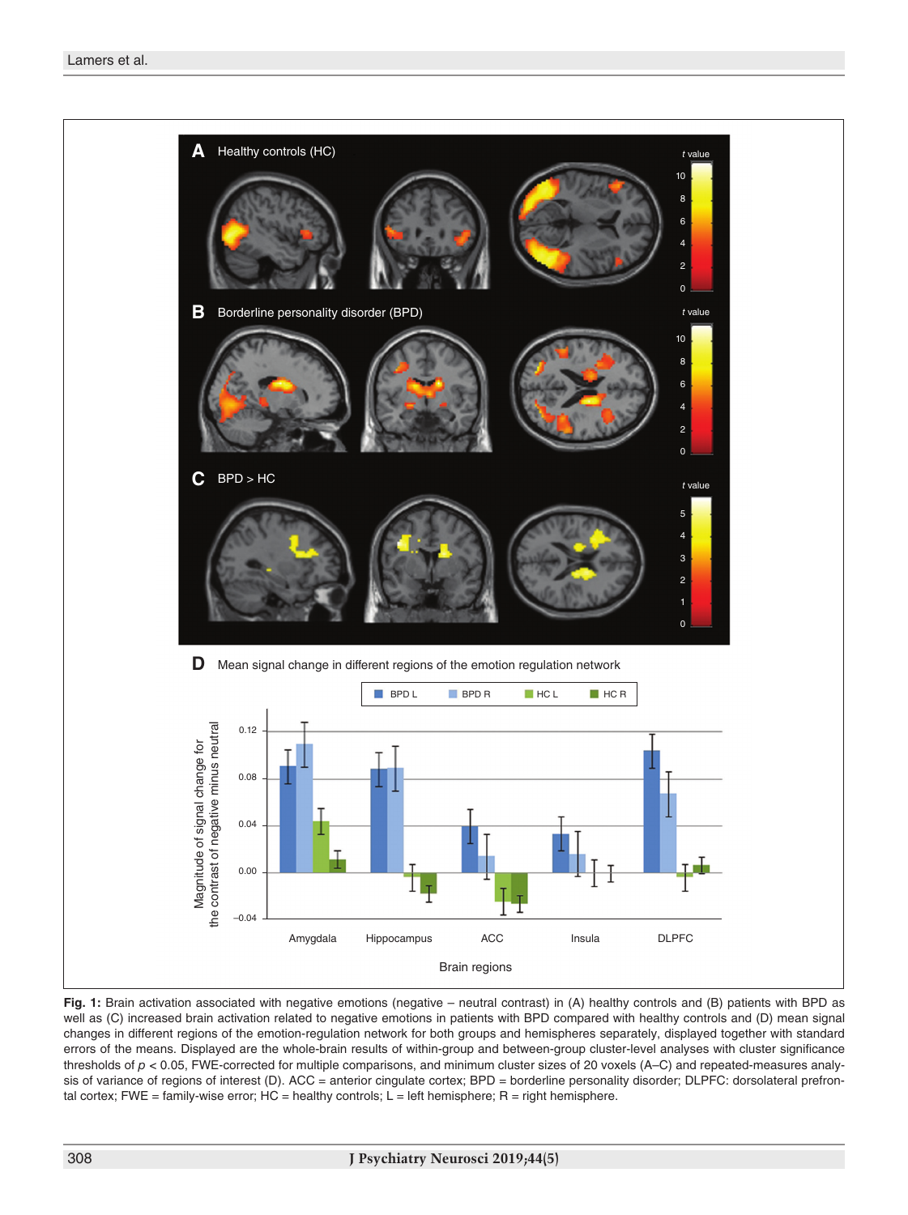**Fig. 1:** Brain activation associated with negative emotions (negative – neutral contrast) in (A) healthy controls and (B) patients with BPD as well as (C) increased brain activation related to negative emotions in patients with BPD compared with healthy controls and (D) mean signal changes in different regions of the emotion-regulation network for both groups and hemispheres separately, displayed together with standard errors of the means. Displayed are the whole-brain results of within-group and between-group cluster-level analyses with cluster significance thresholds of $p < 0.05$, FWE-corrected for multiple comparisons, and minimum cluster sizes of 20 voxels (A–C) and repeated-measures analysis of variance of regions of interest (D). ACC = anterior cingulate cortex; BPD = borderline personality disorder; DLPFC: dorsolateral prefrontal cortex; FWE = family-wise error; HC = healthy controls; L = left hemisphere; R = right hemisphere.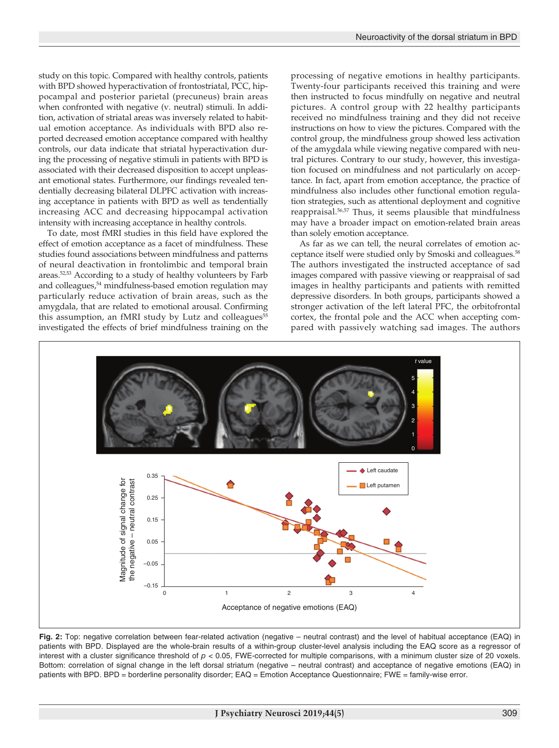study on this topic. Compared with healthy controls, patients with BPD showed hyperactivation of frontostriatal, PCC, hippocampal and posterior parietal (precuneus) brain areas when confronted with negative (v. neutral) stimuli. In addition, activation of striatal areas was inversely related to habitual emotion acceptance. As individuals with BPD also reported decreased emotion acceptance compared with healthy controls, our data indicate that striatal hyperactivation during the processing of negative stimuli in patients with BPD is associated with their decreased disposition to accept unpleasant emotional states. Furthermore, our findings revealed tendentially decreasing bilateral DLPFC activation with increasing acceptance in patients with BPD as well as tendentially increasing ACC and decreasing hippocampal activation intensity with increasing acceptance in healthy controls.

To date, most fMRI studies in this field have explored the effect of emotion acceptance as a facet of mindfulness. These studies found associations between mindfulness and patterns of neural deactivation in frontolimbic and temporal brain areas.[52,53] According to a study of healthy volunteers by Farb and colleagues,[54] mindfulness-based emotion regulation may particularly reduce activation of brain areas, such as the amygdala, that are related to emotional arousal. Confirming this assumption, an fMRI study by Lutz and colleagues[55] investigated the effects of brief mindfulness training on the processing of negative emotions in healthy participants. Twenty-four participants received this training and were then instructed to focus mindfully on negative and neutral pictures. A control group with 22 healthy participants received no mindfulness training and they did not receive instructions on how to view the pictures. Compared with the control group, the mindfulness group showed less activation of the amygdala while viewing negative compared with neutral pictures. Contrary to our study, however, this investigation focused on mindfulness and not particularly on acceptance. In fact, apart from emotion acceptance, the practice of mindfulness also includes other functional emotion regulation strategies, such as attentional deployment and cognitive reappraisal.[56,57] Thus, it seems plausible that mindfulness may have a broader impact on emotion-related brain areas than solely emotion acceptance.

As far as we can tell, the neural correlates of emotion acceptance itself were studied only by Smoski and colleagues.[58] The authors investigated the instructed acceptance of sad images compared with passive viewing or reappraisal of sad images in healthy participants and patients with remitted depressive disorders. In both groups, participants showed a stronger activation of the left lateral PFC, the orbitofrontal cortex, the frontal pole and the ACC when accepting compared with passively watching sad images. The authors

**Fig. 2:** Top: negative correlation between fear-related activation (negative – neutral contrast) and the level of habitual acceptance (EAQ) in patients with BPD. Displayed are the whole-brain results of a within-group cluster-level analysis including the EAQ score as a regressor of interest with a cluster significance threshold of $p < 0.05$, FWE-corrected for multiple comparisons, with a minimum cluster size of 20 voxels. Bottom: correlation of signal change in the left dorsal striatum (negative – neutral contrast) and acceptance of negative emotions (EAQ) in patients with BPD. BPD = borderline personality disorder; EAQ = Emotion Acceptance Questionnaire; FWE = family-wise error.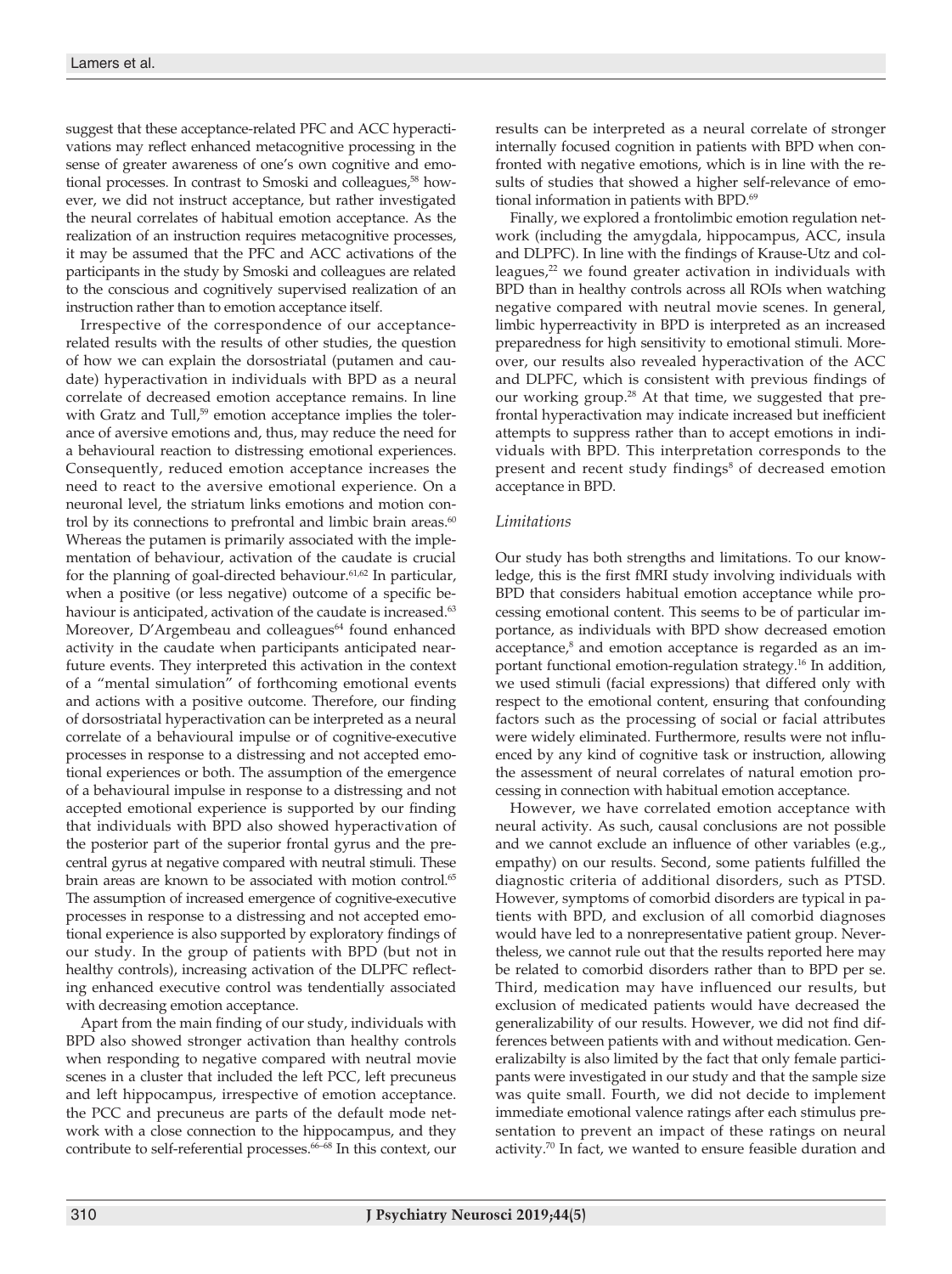suggest that these acceptance-related PFC and ACC hyperactivations may reflect enhanced metacognitive processing in the sense of greater awareness of one's own cognitive and emotional processes. In contrast to Smoski and colleagues,[58] however, we did not instruct acceptance, but rather investigated the neural correlates of habitual emotion acceptance. As the realization of an instruction requires metacognitive processes, it may be assumed that the PFC and ACC activations of the participants in the study by Smoski and colleagues are related to the conscious and cognitively supervised realization of an instruction rather than to emotion acceptance itself.

Irrespective of the correspondence of our acceptance-related results with the results of other studies, the question of how we can explain the dorsostriatal (putamen and caudate) hyperactivation in individuals with BPD as a neural correlate of decreased emotion acceptance remains. In line with Gratz and Tull,[59] emotion acceptance implies the tolerance of aversive emotions and, thus, may reduce the need for a behavioural reaction to distressing emotional experiences. Consequently, reduced emotion acceptance increases the need to react to the aversive emotional experience. On a neuronal level, the striatum links emotions and motion control by its connections to prefrontal and limbic brain areas.[60] Whereas the putamen is primarily associated with the implementation of behaviour, activation of the caudate is crucial for the planning of goal-directed behaviour.[61,62] In particular, when a positive (or less negative) outcome of a specific behaviour is anticipated, activation of the caudate is increased.[63] Moreover, D'Argembeau and colleagues[64] found enhanced activity in the caudate when participants anticipated near-future events. They interpreted this activation in the context of a "mental simulation" of forthcoming emotional events and actions with a positive outcome. Therefore, our finding of dorsostriatal hyperactivation can be interpreted as a neural correlate of a behavioural impulse or of cognitive-executive processes in response to a distressing and not accepted emotional experiences or both. The assumption of the emergence of a behavioural impulse in response to a distressing and not accepted emotional experience is supported by our finding that individuals with BPD also showed hyperactivation of the posterior part of the superior frontal gyrus and the precentral gyrus at negative compared with neutral stimuli. These brain areas are known to be associated with motion control.[65] The assumption of increased emergence of cognitive-executive processes in response to a distressing and not accepted emotional experience is also supported by exploratory findings of our study. In the group of patients with BPD (but not in healthy controls), increasing activation of the DLPFC reflecting enhanced executive control was tendentially associated with decreasing emotion acceptance.

Apart from the main finding of our study, individuals with BPD also showed stronger activation than healthy controls when responding to negative compared with neutral movie scenes in a cluster that included the left PCC, left precuneus and left hippocampus, irrespective of emotion acceptance. the PCC and precuneus are parts of the default mode network with a close connection to the hippocampus, and they contribute to self-referential processes.[66–68] In this context, our results can be interpreted as a neural correlate of stronger internally focused cognition in patients with BPD when confronted with negative emotions, which is in line with the results of studies that showed a higher self-relevance of emotional information in patients with BPD.[69]

Finally, we explored a frontolimbic emotion regulation network (including the amygdala, hippocampus, ACC, insula and DLPFC). In line with the findings of Krause-Utz and colleagues,[22] we found greater activation in individuals with BPD than in healthy controls across all ROIs when watching negative compared with neutral movie scenes. In general, limbic hyperreactivity in BPD is interpreted as an increased preparedness for high sensitivity to emotional stimuli. Moreover, our results also revealed hyperactivation of the ACC and DLPFC, which is consistent with previous findings of our working group.[28] At that time, we suggested that prefrontal hyperactivation may indicate increased but inefficient attempts to suppress rather than to accept emotions in individuals with BPD. This interpretation corresponds to the present and recent study findings[8] of decreased emotion acceptance in BPD.

### *Limitations*

Our study has both strengths and limitations. To our knowledge, this is the first fMRI study involving individuals with BPD that considers habitual emotion acceptance while processing emotional content. This seems to be of particular importance, as individuals with BPD show decreased emotion acceptance,[8] and emotion acceptance is regarded as an important functional emotion-regulation strategy.[16] In addition, we used stimuli (facial expressions) that differed only with respect to the emotional content, ensuring that confounding factors such as the processing of social or facial attributes were widely eliminated. Furthermore, results were not influenced by any kind of cognitive task or instruction, allowing the assessment of neural correlates of natural emotion processing in connection with habitual emotion acceptance.

However, we have correlated emotion acceptance with neural activity. As such, causal conclusions are not possible and we cannot exclude an influence of other variables (e.g., empathy) on our results. Second, some patients fulfilled the diagnostic criteria of additional disorders, such as PTSD. However, symptoms of comorbid disorders are typical in patients with BPD, and exclusion of all comorbid diagnoses would have led to a nonrepresentative patient group. Nevertheless, we cannot rule out that the results reported here may be related to comorbid disorders rather than to BPD per se. Third, medication may have influenced our results, but exclusion of medicated patients would have decreased the generalizability of our results. However, we did not find differences between patients with and without medication. Generalizabilty is also limited by the fact that only female participants were investigated in our study and that the sample size was quite small. Fourth, we did not decide to implement immediate emotional valence ratings after each stimulus presentation to prevent an impact of these ratings on neural activity.[70] In fact, we wanted to ensure feasible duration and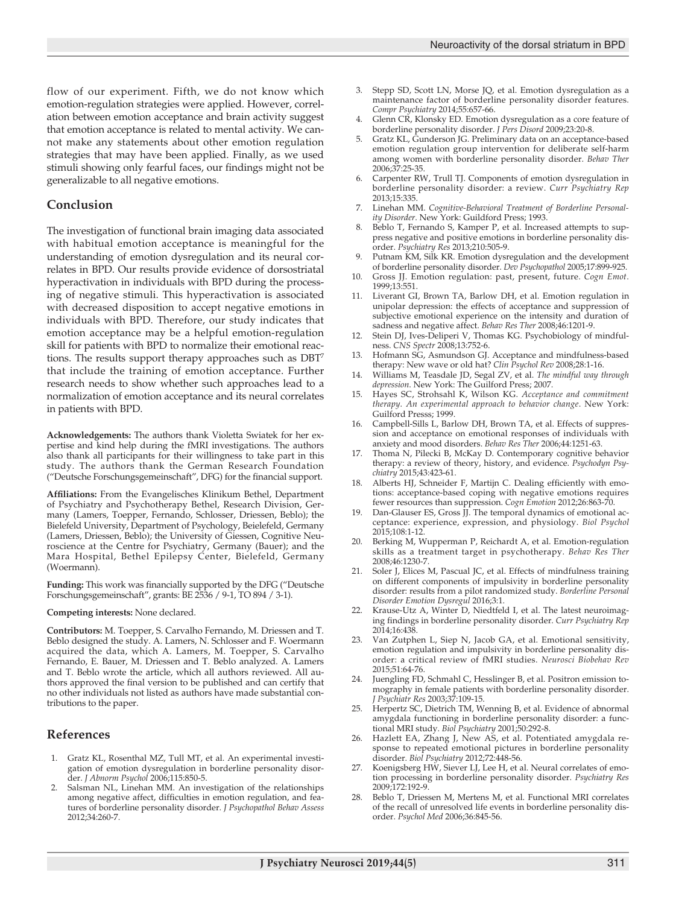flow of our experiment. Fifth, we do not know which emotion-regulation strategies were applied. However, correlation between emotion acceptance and brain activity suggest that emotion acceptance is related to mental activity. We cannot make any statements about other emotion regulation strategies that may have been applied. Finally, as we used stimuli showing only fearful faces, our findings might not be generalizable to all negative emotions.

## Conclusion

The investigation of functional brain imaging data associated with habitual emotion acceptance is meaningful for the understanding of emotion dysregulation and its neural correlates in BPD. Our results provide evidence of dorsostriatal hyperactivation in individuals with BPD during the processing of negative stimuli. This hyperactivation is associated with decreased disposition to accept negative emotions in individuals with BPD. Therefore, our study indicates that emotion acceptance may be a helpful emotion-regulation skill for patients with BPD to normalize their emotional reactions. The results support therapy approaches such as DBT[7] that include the training of emotion acceptance. Further research needs to show whether such approaches lead to a normalization of emotion acceptance and its neural correlates in patients with BPD.

**Acknowledgements:** The authors thank Violetta Swiatek for her expertise and kind help during the fMRI investigations. The authors also thank all participants for their willingness to take part in this study. The authors thank the German Research Foundation ("Deutsche Forschungsgemeinschaft", DFG) for the financial support.

**Affiliations:** From the Evangelisches Klinikum Bethel, Department of Psychiatry and Psychotherapy Bethel, Research Division, Germany (Lamers, Toepper, Fernando, Schlosser, Driessen, Beblo); the Bielefeld University, Department of Psychology, Beielefeld, Germany (Lamers, Driessen, Beblo); the University of Giessen, Cognitive Neuroscience at the Centre for Psychiatry, Germany (Bauer); and the Mara Hospital, Bethel Epilepsy Center, Bielefeld, Germany (Woermann).

**Funding:** This work was financially supported by the DFG ("Deutsche Forschungsgemeinschaft", grants: BE 2536 / 9-1, TO 894 / 3-1).

**Competing interests:** None declared.

**Contributors:** M. Toepper, S. Carvalho Fernando, M. Driessen and T. Beblo designed the study. A. Lamers, N. Schlosser and F. Woermann acquired the data, which A. Lamers, M. Toepper, S. Carvalho Fernando, E. Bauer, M. Driessen and T. Beblo analyzed. A. Lamers and T. Beblo wrote the article, which all authors reviewed. All authors approved the final version to be published and can certify that no other individuals not listed as authors have made substantial contributions to the paper.

## References

1. Gratz KL, Rosenthal MZ, Tull MT, et al. An experimental investigation of emotion dysregulation in borderline personality disorder. *J Abnorm Psychol* 2006;115:850-5.
2. Salsman NL, Linehan MM. An investigation of the relationships among negative affect, difficulties in emotion regulation, and features of borderline personality disorder. *J Psychopathol Behav Assess* 2012;34:260-7.
3. Stepp SD, Scott LN, Morse JQ, et al. Emotion dysregulation as a maintenance factor of borderline personality disorder features. *Compr Psychiatry* 2014;55:657-66.
4. Glenn CR, Klonsky ED. Emotion dysregulation as a core feature of borderline personality disorder. *J Pers Disord* 2009;23:20-8.
5. Gratz KL, Gunderson JG. Preliminary data on an acceptance-based emotion regulation group intervention for deliberate self-harm among women with borderline personality disorder. *Behav Ther* 2006;37:25-35.
6. Carpenter RW, Trull TJ. Components of emotion dysregulation in borderline personality disorder: a review. *Curr Psychiatry Rep* 2013;15:335.
7. Linehan MM. *Cognitive-Behavioral Treatment of Borderline Personality Disorder*. New York: Guildford Press; 1993.
8. Beblo T, Fernando S, Kamper P, et al. Increased attempts to suppress negative and positive emotions in borderline personality disorder. *Psychiatry Res* 2013;210:505-9.
9. Putnam KM, Silk KR. Emotion dysregulation and the development of borderline personality disorder. *Dev Psychopathol* 2005;17:899-925.
10. Gross JJ. Emotion regulation: past, present, future. *Cogn Emot*. 1999;13:551.
11. Liverant GI, Brown TA, Barlow DH, et al. Emotion regulation in unipolar depression: the effects of acceptance and suppression of subjective emotional experience on the intensity and duration of sadness and negative affect. *Behav Res Ther* 2008;46:1201-9.
12. Stein DJ, Ives-Deliperi V, Thomas KG. Psychobiology of mindfulness. *CNS Spectr* 2008;13:752-6.
13. Hofmann SG, Asmundson GJ. Acceptance and mindfulness-based therapy: New wave or old hat? *Clin Psychol Rev* 2008;28:1-16.
14. Williams M, Teasdale JD, Segal ZV, et al. *The mindful way through depression*. New York: The Guilford Press; 2007.
15. Hayes SC, Strohsahl K, Wilson KG. *Acceptance and commitment therapy. An experimental approach to behavior change*. New York: Guilford Presss; 1999.
16. Campbell-Sills L, Barlow DH, Brown TA, et al. Effects of suppression and acceptance on emotional responses of individuals with anxiety and mood disorders. *Behav Res Ther* 2006;44:1251-63.
17. Thoma N, Pilecki B, McKay D. Contemporary cognitive behavior therapy: a review of theory, history, and evidence. *Psychodyn Psychiatry* 2015;43:423-61.
18. Alberts HJ, Schneider F, Martijn C. Dealing efficiently with emotions: acceptance-based coping with negative emotions requires fewer resources than suppression. *Cogn Emotion* 2012;26:863-70.
19. Dan-Glauser ES, Gross JJ. The temporal dynamics of emotional acceptance: experience, expression, and physiology. *Biol Psychol* 2015;108:1-12.
20. Berking M, Wupperman P, Reichardt A, et al. Emotion-regulation skills as a treatment target in psychotherapy. *Behav Res Ther* 2008;46:1230-7.
21. Soler J, Elices M, Pascual JC, et al. Effects of mindfulness training on different components of impulsivity in borderline personality disorder: results from a pilot randomized study. *Borderline Personal Disorder Emotion Dysregul* 2016;3:1.
22. Krause-Utz A, Winter D, Niedtfeld I, et al. The latest neuroimaging findings in borderline personality disorder. *Curr Psychiatry Rep* 2014;16:438.
23. Van Zutphen L, Siep N, Jacob GA, et al. Emotional sensitivity, emotion regulation and impulsivity in borderline personality disorder: a critical review of fMRI studies. *Neurosci Biobehav Rev* 2015;51:64-76.
24. Juengling FD, Schmahl C, Hesslinger B, et al. Positron emission tomography in female patients with borderline personality disorder. *J Psychiatr Res* 2003;37:109-15.
25. Herpertz SC, Dietrich TM, Wenning B, et al. Evidence of abnormal amygdala functioning in borderline personality disorder: a functional MRI study. *Biol Psychiatry* 2001;50:292-8.
26. Hazlett EA, Zhang J, New AS, et al. Potentiated amygdala response to repeated emotional pictures in borderline personality disorder. *Biol Psychiatry* 2012;72:448-56.
27. Koenigsberg HW, Siever LJ, Lee H, et al. Neural correlates of emotion processing in borderline personality disorder. *Psychiatry Res* 2009;172:192-9.
28. Beblo T, Driessen M, Mertens M, et al. Functional MRI correlates of the recall of unresolved life events in borderline personality disorder. *Psychol Med* 2006;36:845-56.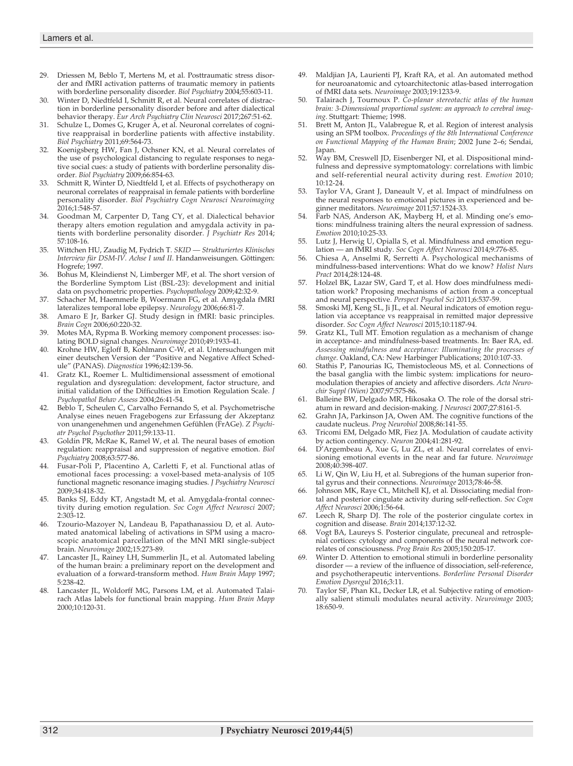29. Driessen M, Beblo T, Mertens M, et al. Posttraumatic stress disorder and fMRI activation patterns of traumatic memory in patients with borderline personality disorder. *Biol Psychiatry* 2004;55:603-11.
30. Winter D, Niedtfeld I, Schmitt R, et al. Neural correlates of distraction in borderline personality disorder before and after dialectical behavior therapy. *Eur Arch Psychiatry Clin Neurosci* 2017;267:51-62.
31. Schulze L, Domes G, Kruger A, et al. Neuronal correlates of cognitive reappraisal in borderline patients with affective instability. *Biol Psychiatry* 2011;69:564-73.
32. Koenigsberg HW, Fan J, Ochsner KN, et al. Neural correlates of the use of psychological distancing to regulate responses to negative social cues: a study of patients with borderline personality disorder. *Biol Psychiatry* 2009;66:854-63.
33. Schmitt R, Winter D, Niedtfeld I, et al. Effects of psychotherapy on neuronal correlates of reappraisal in female patients with borderline personality disorder. *Biol Psychiatry Cogn Neurosci Neuroimaging* 2016;1:548-57.
34. Goodman M, Carpenter D, Tang CY, et al. Dialectical behavior therapy alters emotion regulation and amygdala activity in patients with borderline personality disorder. *J Psychiatr Res* 2014; 57:108-16.
35. Wittchen HU, Zaudig M, Fydrich T. *SKID — Strukturiertes Klinisches Interview für DSM-IV. Achse I und II*. Handanweisungen. Göttingen: Hogrefe; 1997.
36. Bohus M, Kleindienst N, Limberger MF, et al. The short version of the Borderline Symptom List (BSL-23): development and initial data on psychometric properties. *Psychopathology* 2009;42:32-9.
37. Schacher M, Haemmerle B, Woermann FG, et al. Amygdala fMRI lateralizes temporal lobe epilepsy. *Neurology* 2006;66:81-7.
38. Amaro E Jr, Barker GJ. Study design in fMRI: basic principles. *Brain Cogn* 2006;60:220-32.
39. Motes MA, Rypma B. Working memory component processes: isolating BOLD signal changes. *Neuroimage* 2010;49:1933-41.
40. Krohne HW, Egloff B, Kohlmann C-W, et al. Untersuchungen mit einer deutschen Version der "Positive and Negative Affect Schedule" (PANAS). *Diagnostica* 1996;42:139-56.
41. Gratz KL, Roemer L. Multidimensional assessment of emotional regulation and dysregulation: development, factor structure, and initial validation of the Difficulties in Emotion Regulation Scale. *J Psychopathol Behav Assess* 2004;26:41-54.
42. Beblo T, Scheulen C, Carvalho Fernando S, et al. Psychometrische Analyse eines neuen Fragebogens zur Erfassung der Akzeptanz von unangenehmen und angenehmen Gefühlen (FrAGe). *Z Psychiatr Psychol Psychother* 2011;59:133-11.
43. Goldin PR, McRae K, Ramel W, et al. The neural bases of emotion regulation: reappraisal and suppression of negative emotion. *Biol Psychiatry* 2008;63:577-86.
44. Fusar-Poli P, Placentino A, Carletti F, et al. Functional atlas of emotional faces processing: a voxel-based meta-analysis of 105 functional magnetic resonance imaging studies. *J Psychiatry Neurosci* 2009;34:418-32.
45. Banks SJ, Eddy KT, Angstadt M, et al. Amygdala-frontal connectivity during emotion regulation. *Soc Cogn Affect Neurosci* 2007; 2:303-12.
46. Tzourio-Mazoyer N, Landeau B, Papathanassiou D, et al. Automated anatomical labeling of activations in SPM using a macroscopic anatomical parcellation of the MNI MRI single-subject brain. *Neuroimage* 2002;15:273-89.
47. Lancaster JL, Rainey LH, Summerlin JL, et al. Automated labeling of the human brain: a preliminary report on the development and evaluation of a forward-transform method. *Hum Brain Mapp* 1997; 5:238-42.
48. Lancaster JL, Woldorff MG, Parsons LM, et al. Automated Talairach Atlas labels for functional brain mapping. *Hum Brain Mapp* 2000;10:120-31.
49. Maldjian JA, Laurienti PJ, Kraft RA, et al. An automated method for neuroanatomic and cytoarchitectonic atlas-based interrogation of fMRI data sets. *Neuroimage* 2003;19:1233-9.
50. Talairach J, Tournoux P. *Co-planar stereotactic atlas of the human brain: 3-Dimensional proportional system: an approach to cerebral imaging*. Stuttgart: Thieme; 1998.
51. Brett M, Anton JL, Valabregue R, et al. Region of interest analysis using an SPM toolbox. *Proceedings of the 8th International Conference on Functional Mapping of the Human Brain*; 2002 June 2–6; Sendai, Japan.
52. Way BM, Creswell JD, Eisenberger NI, et al. Dispositional mindfulness and depressive symptomatology: correlations with limbic and self-referential neural activity during rest. *Emotion* 2010; 10:12-24.
53. Taylor VA, Grant J, Daneault V, et al. Impact of mindfulness on the neural responses to emotional pictures in experienced and beginner meditators. *Neuroimage* 2011;57:1524-33.
54. Farb NAS, Anderson AK, Mayberg H, et al. Minding one's emotions: mindfulness training alters the neural expression of sadness. *Emotion* 2010;10:25-33.
55. Lutz J, Herwig U, Opialla S, et al. Mindfulness and emotion regulation — an fMRI study. *Soc Cogn Affect Neurosci* 2014;9:776-85.
56. Chiesa A, Anselmi R, Serretti A. Psychological mechanisms of mindfulness-based interventions: What do we know? *Holist Nurs Pract* 2014;28:124-48.
57. Holzel BK, Lazar SW, Gard T, et al. How does mindfulness meditation work? Proposing mechanisms of action from a conceptual and neural perspective. *Perspect Psychol Sci* 2011;6:537-59.
58. Smoski MJ, Keng SL, Ji JL, et al. Neural indicators of emotion regulation via acceptance vs reappraisal in remitted major depressive disorder. *Soc Cogn Affect Neurosci* 2015;10:1187-94.
59. Gratz KL, Tull MT. Emotion regulation as a mechanism of change in acceptance- and mindfulness-based treatments. In: Baer RA, ed. *Assessing mindfulness and acceptance: Illuminating the processes of change*. Oakland, CA: New Harbinger Publications; 2010:107-33.
60. Stathis P, Panourias IG, Themistocleous MS, et al. Connections of the basal ganglia with the limbic system: implications for neuromodulation therapies of anciety and affective disorders. *Acta Neurochir Suppl (Wien)* 2007;97:575-86.
61. Balleine BW, Delgado MR, Hikosaka O. The role of the dorsal striatum in reward and decision-making. *J Neurosci* 2007;27:8161-5.
62. Grahn JA, Parkinson JA, Owen AM. The cognitive functions of the caudate nucleus. *Prog Neurobiol* 2008;86:141-55.
63. Tricomi EM, Delgado MR, Fiez JA. Modulation of caudate activity by action contingency. *Neuron* 2004;41:281-92.
64. D'Argembeau A, Xue G, Lu ZL, et al. Neural correlates of envisioning emotional events in the near and far future. *Neuroimage* 2008;40:398-407.
65. Li W, Qin W, Liu H, et al. Subregions of the human superior frontal gyrus and their connections. *Neuroimage* 2013;78:46-58.
66. Johnson MK, Raye CL, Mitchell KJ, et al. Dissociating medial frontal and posterior cingulate activity during self-reflection. *Soc Cogn Affect Neurosci* 2006;1:56-64.
67. Leech R, Sharp DJ. The role of the posterior cingulate cortex in cognition and disease. *Brain* 2014;137:12-32.
68. Vogt BA, Laureys S. Posterior cingulate, precuneal and retrosplenial cortices: cytology and components of the neural network correlates of consciousness. *Prog Brain Res* 2005;150:205-17.
69. Winter D. Attention to emotional stimuli in borderline personality disorder — a review of the influence of dissociation, self-reference, and psychotherapeutic interventions. *Borderline Personal Disorder Emotion Dysregul* 2016;3:11.
70. Taylor SF, Phan KL, Decker LR, et al. Subjective rating of emotionally salient stimuli modulates neural activity. *Neuroimage* 2003; 18:650-9.